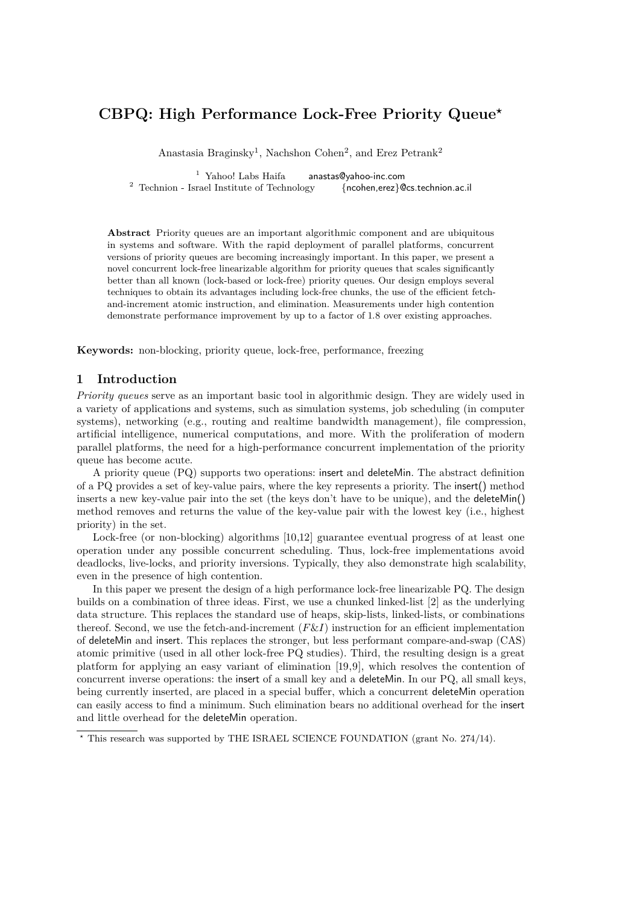# CBPQ: High Performance Lock-Free Priority Queue*

Anastasia Braginsky[1], Nachshon Cohen[2], and Erez Petrank[2]

[1] Yahoo! Labs Haifa anastas@yahoo-inc.com
[2] Technion - Israel Institute of Technology {ncohen,erez}@cs.technion.ac.il

**Abstract** Priority queues are an important algorithmic component and are ubiquitous in systems and software. With the rapid deployment of parallel platforms, concurrent versions of priority queues are becoming increasingly important. In this paper, we present a novel concurrent lock-free linearizable algorithm for priority queues that scales significantly better than all known (lock-based or lock-free) priority queues. Our design employs several techniques to obtain its advantages including lock-free chunks, the use of the efficient fetch-and-increment atomic instruction, and elimination. Measurements under high contention demonstrate performance improvement by up to a factor of 1.8 over existing approaches.

**Keywords:** non-blocking, priority queue, lock-free, performance, freezing

## 1 Introduction

*Priority queues* serve as an important basic tool in algorithmic design. They are widely used in a variety of applications and systems, such as simulation systems, job scheduling (in computer systems), networking (e.g., routing and realtime bandwidth management), file compression, artificial intelligence, numerical computations, and more. With the proliferation of modern parallel platforms, the need for a high-performance concurrent implementation of the priority queue has become acute.

A priority queue (PQ) supports two operations: insert and deleteMin. The abstract definition of a PQ provides a set of key-value pairs, where the key represents a priority. The insert() method inserts a new key-value pair into the set (the keys don't have to be unique), and the deleteMin() method removes and returns the value of the key-value pair with the lowest key (i.e., highest priority) in the set.

Lock-free (or non-blocking) algorithms [10,12] guarantee eventual progress of at least one operation under any possible concurrent scheduling. Thus, lock-free implementations avoid deadlocks, live-locks, and priority inversions. Typically, they also demonstrate high scalability, even in the presence of high contention.

In this paper we present the design of a high performance lock-free linearizable PQ. The design builds on a combination of three ideas. First, we use a chunked linked-list [2] as the underlying data structure. This replaces the standard use of heaps, skip-lists, linked-lists, or combinations thereof. Second, we use the fetch-and-increment ($F\&I$) instruction for an efficient implementation of deleteMin and insert. This replaces the stronger, but less performant compare-and-swap (CAS) atomic primitive (used in all other lock-free PQ studies). Third, the resulting design is a great platform for applying an easy variant of elimination [19,9], which resolves the contention of concurrent inverse operations: the insert of a small key and a deleteMin. In our PQ, all small keys, being currently inserted, are placed in a special buffer, which a concurrent deleteMin operation can easily access to find a minimum. Such elimination bears no additional overhead for the insert and little overhead for the deleteMin operation.

* This research was supported by THE ISRAEL SCIENCE FOUNDATION (grant No. 274/14).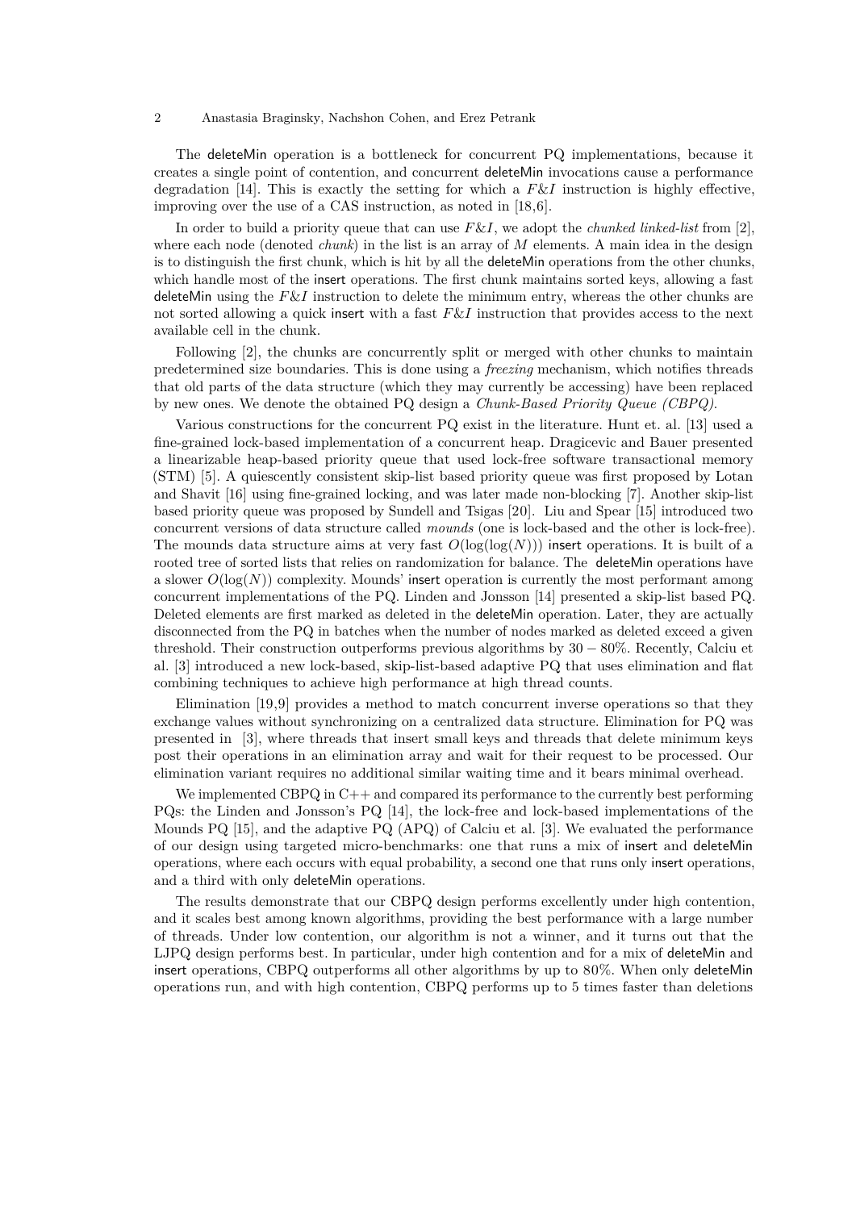The deleteMin operation is a bottleneck for concurrent PQ implementations, because it creates a single point of contention, and concurrent deleteMin invocations cause a performance degradation [14]. This is exactly the setting for which a $F\&I$ instruction is highly effective, improving over the use of a CAS instruction, as noted in [18,6].

In order to build a priority queue that can use $F\&I$, we adopt the *chunked linked-list* from [2], where each node (denoted *chunk*) in the list is an array of $M$ elements. A main idea in the design is to distinguish the first chunk, which is hit by all the deleteMin operations from the other chunks, which handle most of the insert operations. The first chunk maintains sorted keys, allowing a fast deleteMin using the $F\&I$ instruction to delete the minimum entry, whereas the other chunks are not sorted allowing a quick insert with a fast $F\&I$ instruction that provides access to the next available cell in the chunk.

Following [2], the chunks are concurrently split or merged with other chunks to maintain predetermined size boundaries. This is done using a *freezing* mechanism, which notifies threads that old parts of the data structure (which they may currently be accessing) have been replaced by new ones. We denote the obtained PQ design a *Chunk-Based Priority Queue (CBPQ)*.

Various constructions for the concurrent PQ exist in the literature. Hunt et. al. [13] used a fine-grained lock-based implementation of a concurrent heap. Dragicevic and Bauer presented a linearizable heap-based priority queue that used lock-free software transactional memory (STM) [5]. A quiescently consistent skip-list based priority queue was first proposed by Lotan and Shavit [16] using fine-grained locking, and was later made non-blocking [7]. Another skip-list based priority queue was proposed by Sundell and Tsigas [20]. Liu and Spear [15] introduced two concurrent versions of data structure called *mounds* (one is lock-based and the other is lock-free). The mounds data structure aims at very fast $O(\log(\log(N)))$ insert operations. It is built of a rooted tree of sorted lists that relies on randomization for balance. The deleteMin operations have a slower $O(\log(N))$ complexity. Mounds' insert operation is currently the most performant among concurrent implementations of the PQ. Linden and Jonsson [14] presented a skip-list based PQ. Deleted elements are first marked as deleted in the deleteMin operation. Later, they are actually disconnected from the PQ in batches when the number of nodes marked as deleted exceed a given threshold. Their construction outperforms previous algorithms by $30-80\%$. Recently, Calciu et al. [3] introduced a new lock-based, skip-list-based adaptive PQ that uses elimination and flat combining techniques to achieve high performance at high thread counts.

Elimination [19,9] provides a method to match concurrent inverse operations so that they exchange values without synchronizing on a centralized data structure. Elimination for PQ was presented in [3], where threads that insert small keys and threads that delete minimum keys post their operations in an elimination array and wait for their request to be processed. Our elimination variant requires no additional similar waiting time and it bears minimal overhead.

We implemented CBPQ in C++ and compared its performance to the currently best performing PQs: the Linden and Jonsson's PQ [14], the lock-free and lock-based implementations of the Mounds PQ [15], and the adaptive PQ (APQ) of Calciu et al. [3]. We evaluated the performance of our design using targeted micro-benchmarks: one that runs a mix of insert and deleteMin operations, where each occurs with equal probability, a second one that runs only insert operations, and a third with only deleteMin operations.

The results demonstrate that our CBPQ design performs excellently under high contention, and it scales best among known algorithms, providing the best performance with a large number of threads. Under low contention, our algorithm is not a winner, and it turns out that the LJPQ design performs best. In particular, under high contention and for a mix of deleteMin and insert operations, CBPQ outperforms all other algorithms by up to 80%. When only deleteMin operations run, and with high contention, CBPQ performs up to 5 times faster than deletions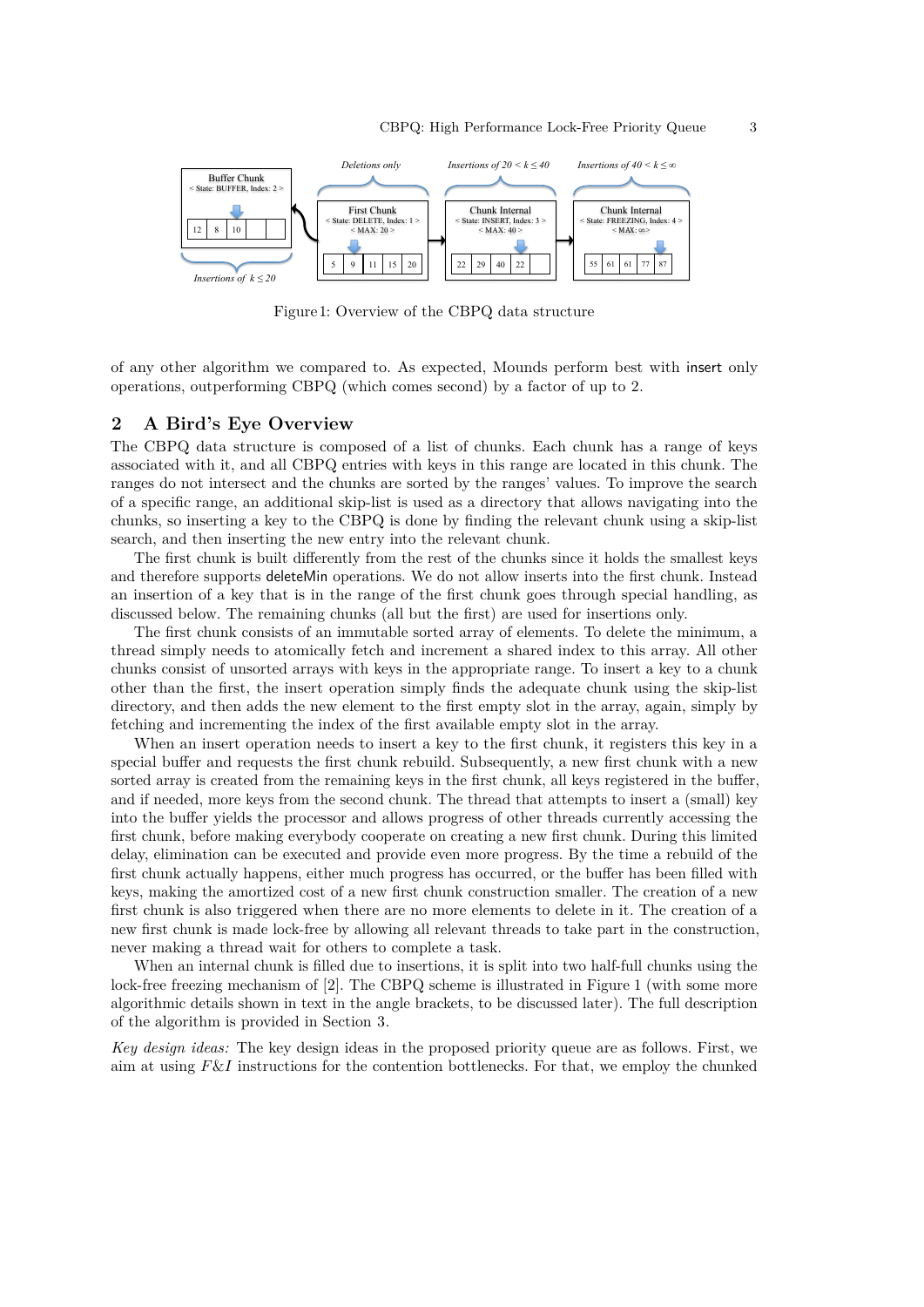Figure 1: Overview of the CBPQ data structure

of any other algorithm we compared to. As expected, Mounds perform best with insert only operations, outperforming CBPQ (which comes second) by a factor of up to 2.

## 2 A Bird's Eye Overview

The CBPQ data structure is composed of a list of chunks. Each chunk has a range of keys associated with it, and all CBPQ entries with keys in this range are located in this chunk. The ranges do not intersect and the chunks are sorted by the ranges' values. To improve the search of a specific range, an additional skip-list is used as a directory that allows navigating into the chunks, so inserting a key to the CBPQ is done by finding the relevant chunk using a skip-list search, and then inserting the new entry into the relevant chunk.

The first chunk is built differently from the rest of the chunks since it holds the smallest keys and therefore supports deleteMin operations. We do not allow inserts into the first chunk. Instead an insertion of a key that is in the range of the first chunk goes through special handling, as discussed below. The remaining chunks (all but the first) are used for insertions only.

The first chunk consists of an immutable sorted array of elements. To delete the minimum, a thread simply needs to atomically fetch and increment a shared index to this array. All other chunks consist of unsorted arrays with keys in the appropriate range. To insert a key to a chunk other than the first, the insert operation simply finds the adequate chunk using the skip-list directory, and then adds the new element to the first empty slot in the array, again, simply by fetching and incrementing the index of the first available empty slot in the array.

When an insert operation needs to insert a key to the first chunk, it registers this key in a special buffer and requests the first chunk rebuild. Subsequently, a new first chunk with a new sorted array is created from the remaining keys in the first chunk, all keys registered in the buffer, and if needed, more keys from the second chunk. The thread that attempts to insert a (small) key into the buffer yields the processor and allows progress of other threads currently accessing the first chunk, before making everybody cooperate on creating a new first chunk. During this limited delay, elimination can be executed and provide even more progress. By the time a rebuild of the first chunk actually happens, either much progress has occurred, or the buffer has been filled with keys, making the amortized cost of a new first chunk construction smaller. The creation of a new first chunk is also triggered when there are no more elements to delete in it. The creation of a new first chunk is made lock-free by allowing all relevant threads to take part in the construction, never making a thread wait for others to complete a task.

When an internal chunk is filled due to insertions, it is split into two half-full chunks using the lock-free freezing mechanism of [2]. The CBPQ scheme is illustrated in Figure 1 (with some more algorithmic details shown in text in the angle brackets, to be discussed later). The full description of the algorithm is provided in Section 3.

*Key design ideas:* The key design ideas in the proposed priority queue are as follows. First, we aim at using *F&I* instructions for the contention bottlenecks. For that, we employ the chunked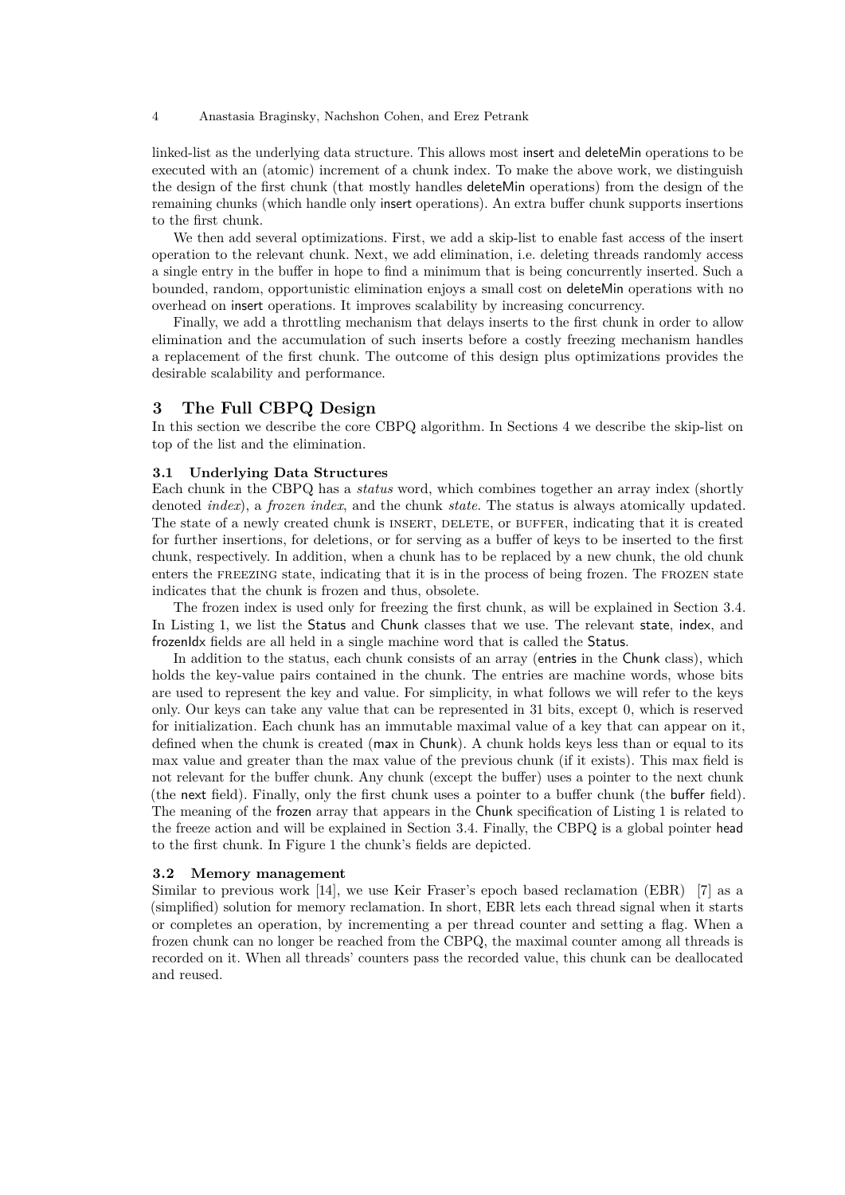linked-list as the underlying data structure. This allows most insert and deleteMin operations to be executed with an (atomic) increment of a chunk index. To make the above work, we distinguish the design of the first chunk (that mostly handles deleteMin operations) from the design of the remaining chunks (which handle only insert operations). An extra buffer chunk supports insertions to the first chunk.

We then add several optimizations. First, we add a skip-list to enable fast access of the insert operation to the relevant chunk. Next, we add elimination, i.e. deleting threads randomly access a single entry in the buffer in hope to find a minimum that is being concurrently inserted. Such a bounded, random, opportunistic elimination enjoys a small cost on deleteMin operations with no overhead on insert operations. It improves scalability by increasing concurrency.

Finally, we add a throttling mechanism that delays inserts to the first chunk in order to allow elimination and the accumulation of such inserts before a costly freezing mechanism handles a replacement of the first chunk. The outcome of this design plus optimizations provides the desirable scalability and performance.

## 3 The Full CBPQ Design

In this section we describe the core CBPQ algorithm. In Sections 4 we describe the skip-list on top of the list and the elimination.

### 3.1 Underlying Data Structures

Each chunk in the CBPQ has a *status* word, which combines together an array index (shortly denoted *index*), a *frozen index*, and the chunk *state*. The status is always atomically updated. The state of a newly created chunk is INSERT, DELETE, or BUFFER, indicating that it is created for further insertions, for deletions, or for serving as a buffer of keys to be inserted to the first chunk, respectively. In addition, when a chunk has to be replaced by a new chunk, the old chunk enters the FREEZING state, indicating that it is in the process of being frozen. The FROZEN state indicates that the chunk is frozen and thus, obsolete.

The frozen index is used only for freezing the first chunk, as will be explained in Section 3.4. In Listing 1, we list the Status and Chunk classes that we use. The relevant state, index, and frozenIdx fields are all held in a single machine word that is called the Status.

In addition to the status, each chunk consists of an array (entries in the Chunk class), which holds the key-value pairs contained in the chunk. The entries are machine words, whose bits are used to represent the key and value. For simplicity, in what follows we will refer to the keys only. Our keys can take any value that can be represented in 31 bits, except 0, which is reserved for initialization. Each chunk has an immutable maximal value of a key that can appear on it, defined when the chunk is created (max in Chunk). A chunk holds keys less than or equal to its max value and greater than the max value of the previous chunk (if it exists). This max field is not relevant for the buffer chunk. Any chunk (except the buffer) uses a pointer to the next chunk (the next field). Finally, only the first chunk uses a pointer to a buffer chunk (the buffer field). The meaning of the frozen array that appears in the Chunk specification of Listing 1 is related to the freeze action and will be explained in Section 3.4. Finally, the CBPQ is a global pointer head to the first chunk. In Figure 1 the chunk's fields are depicted.

### 3.2 Memory management

Similar to previous work [14], we use Keir Fraser's epoch based reclamation (EBR) [7] as a (simplified) solution for memory reclamation. In short, EBR lets each thread signal when it starts or completes an operation, by incrementing a per thread counter and setting a flag. When a frozen chunk can no longer be reached from the CBPQ, the maximal counter among all threads is recorded on it. When all threads' counters pass the recorded value, this chunk can be deallocated and reused.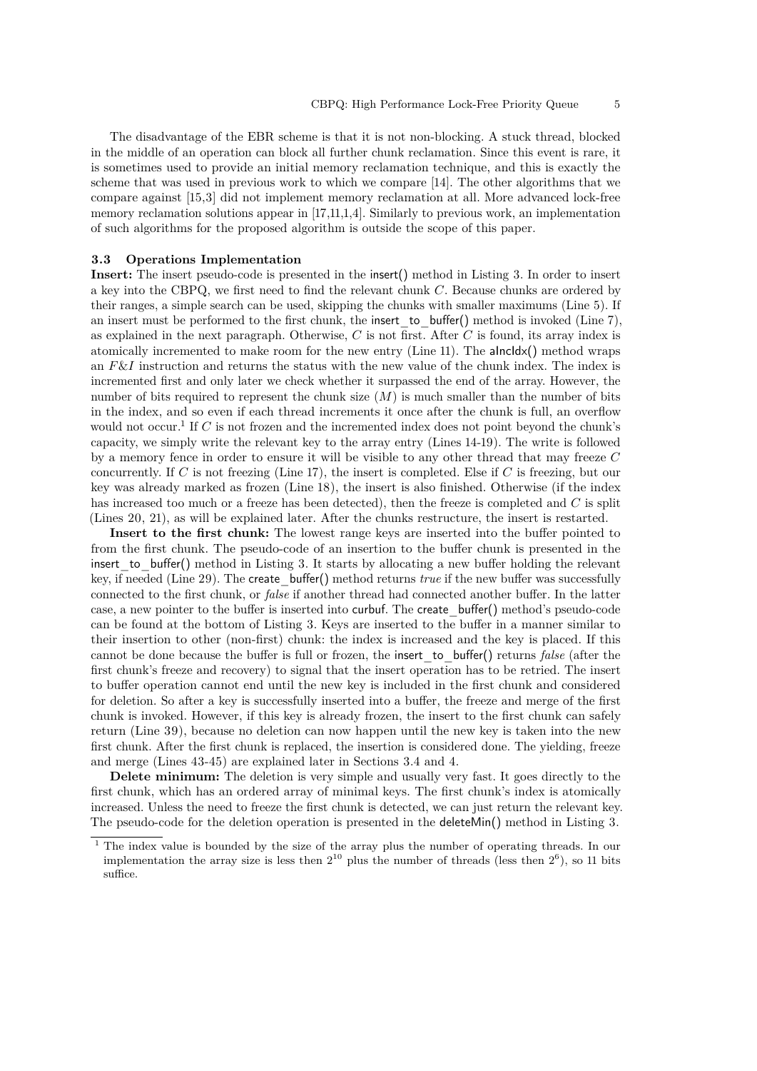The disadvantage of the EBR scheme is that it is not non-blocking. A stuck thread, blocked in the middle of an operation can block all further chunk reclamation. Since this event is rare, it is sometimes used to provide an initial memory reclamation technique, and this is exactly the scheme that was used in previous work to which we compare [14]. The other algorithms that we compare against [15,3] did not implement memory reclamation at all. More advanced lock-free memory reclamation solutions appear in [17,11,1,4]. Similarly to previous work, an implementation of such algorithms for the proposed algorithm is outside the scope of this paper.

### 3.3 Operations Implementation

**Insert:** The insert pseudo-code is presented in the insert() method in Listing 3. In order to insert a key into the CBPQ, we first need to find the relevant chunk $C$. Because chunks are ordered by their ranges, a simple search can be used, skipping the chunks with smaller maximums (Line 5). If an insert must be performed to the first chunk, the insert_to_buffer() method is invoked (Line 7), as explained in the next paragraph. Otherwise, $C$ is not first. After $C$ is found, its array index is atomically incremented to make room for the new entry (Line 11). The aIncIdx() method wraps an $F\&I$ instruction and returns the status with the new value of the chunk index. The index is incremented first and only later we check whether it surpassed the end of the array. However, the number of bits required to represent the chunk size ($M$) is much smaller than the number of bits in the index, and so even if each thread increments it once after the chunk is full, an overflow would not occur.[1] If $C$ is not frozen and the incremented index does not point beyond the chunk's capacity, we simply write the relevant key to the array entry (Lines 14-19). The write is followed by a memory fence in order to ensure it will be visible to any other thread that may freeze $C$ concurrently. If $C$ is not freezing (Line 17), the insert is completed. Else if $C$ is freezing, but our key was already marked as frozen (Line 18), the insert is also finished. Otherwise (if the index has increased too much or a freeze has been detected), then the freeze is completed and $C$ is split (Lines 20, 21), as will be explained later. After the chunks restructure, the insert is restarted.

**Insert to the first chunk:** The lowest range keys are inserted into the buffer pointed to from the first chunk. The pseudo-code of an insertion to the buffer chunk is presented in the insert_to_buffer() method in Listing 3. It starts by allocating a new buffer holding the relevant key, if needed (Line 29). The create_buffer() method returns *true* if the new buffer was successfully connected to the first chunk, or *false* if another thread had connected another buffer. In the latter case, a new pointer to the buffer is inserted into curbuf. The create_buffer() method's pseudo-code can be found at the bottom of Listing 3. Keys are inserted to the buffer in a manner similar to their insertion to other (non-first) chunk: the index is increased and the key is placed. If this cannot be done because the buffer is full or frozen, the insert_to_buffer() returns *false* (after the first chunk's freeze and recovery) to signal that the insert operation has to be retried. The insert to buffer operation cannot end until the new key is included in the first chunk and considered for deletion. So after a key is successfully inserted into a buffer, the freeze and merge of the first chunk is invoked. However, if this key is already frozen, the insert to the first chunk can safely return (Line 39), because no deletion can now happen until the new key is taken into the new first chunk. After the first chunk is replaced, the insertion is considered done. The yielding, freeze and merge (Lines 43-45) are explained later in Sections 3.4 and 4.

**Delete minimum:** The deletion is very simple and usually very fast. It goes directly to the first chunk, which has an ordered array of minimal keys. The first chunk's index is atomically increased. Unless the need to freeze the first chunk is detected, we can just return the relevant key. The pseudo-code for the deletion operation is presented in the deleteMin() method in Listing 3.

---

[1] The index value is bounded by the size of the array plus the number of operating threads. In our implementation the array size is less then $2^{10}$ plus the number of threads (less then $2^6$), so 11 bits suffice.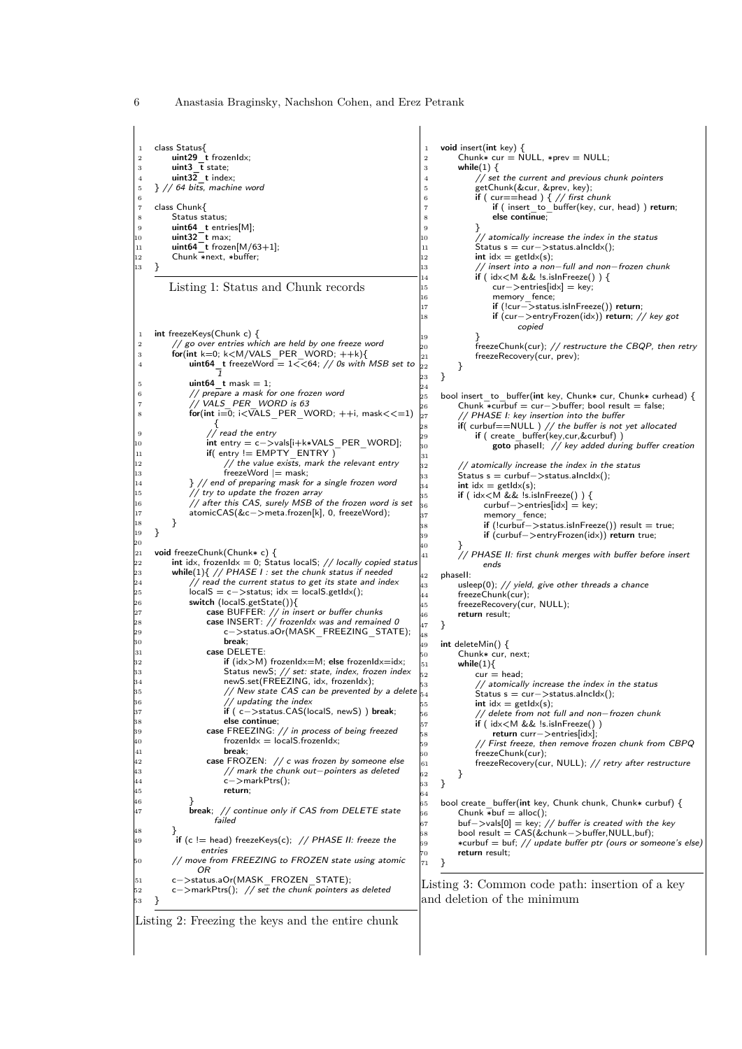```
class Status{
    uint29_t frozenIdx;
    uint3_t state;
    uint32_t index;
} // 64 bits, machine word

class Chunk{
    Status status;
    uint64_t entries[M];
    uint32_t max;
    uint64_t frozen[M/63+1];
    Chunk *next, *buffer;
}
```

Listing 1: Status and Chunk records

```
int freezeKeys(Chunk c) {
    // go over entries which are held by one freeze word
    for(int k=0; k<M/VALS_PER_WORD; ++k){
        uint64_t freezeWord = 1<<64; // 0s with MSB set to 1
        uint64_t mask = 1;
        // prepare a mask for one frozen word
        // VALS_PER_WORD is 63
        for(int i=0; i<VALS_PER_WORD; ++i, mask<<=1) {
            // read the entry
            int entry = c->vals[i+k*VALS_PER_WORD];
            if( entry != EMPTY_ENTRY )
                // the value exists, mark the relevant entry
                freezeWord |= mask;
        } // end of preparing mask for a single frozen word
        // try to update the frozen array
        // after this CAS, surely MSB of the frozen word is set
        atomicCAS(&c->meta.frozen[k], 0, freezeWord);
    }
}

void freezeChunk(Chunk* c) {
    int idx, frozenIdx = 0; Status localS; // locally copied status
    while(1){ // PHASE I : set the chunk status if needed
        // read the current status to get its state and index
        localS = c->status; idx = localS.getIdx();
        switch (localS.getState()){
            case BUFFER: // in insert or buffer chunks
            case INSERT: // frozenIdx was and remained 0
                c->status.aOr(MASK_FREEZING_STATE);
                break;
            case DELETE:
                if (idx>M) frozenIdx=M; else frozenIdx=idx;
                Status newS; // set: state, index, frozen index
                newS.set(FREEZING, idx, frozenIdx);
                // New state CAS can be prevented by a delete
                // updating the index
                if ( c->status.CAS(localS, newS) ) break;
                else continue;
            case FREEZING: // in process of being freezed
                frozenIdx = localS.frozenIdx;
                break;
            case FROZEN: // c was frozen by someone else
                // mark the chunk out-pointers as deleted
                c->markPtrs();
                return;
        }
        break; // continue only if CAS from DELETE state failed
    }
    if (c != head) freezeKeys(c); // PHASE II: freeze the entries
    // move from FREEZING to FROZEN state using atomic OR
    c->status.aOr(MASK_FROZEN_STATE);
    c->markPtrs(); // set the chunk pointers as deleted
}
```

Listing 2: Freezing the keys and the entire chunk

```
void insert(int key) {
    Chunk* cur = NULL, *prev = NULL;
    while(1) {
        // set the current and previous chunk pointers
        getChunk(&cur, &prev, key);
        if ( cur==head ) { // first chunk
            if ( insert_to_buffer(key, cur, head) ) return;
            else continue;
        }
        // atomically increase the index in the status
        Status s = cur->status.aIncIdx();
        int idx = getIdx(s);
        // insert into a non-full and non-frozen chunk
        if ( idx<M && !s.isInFreeze() ) {
            cur->entries[idx] = key;
            memory_fence;
            if (!cur->status.isInFreeze()) return;
            if (cur->entryFrozen(idx)) return; // key got copied
        }
        freezeChunk(cur); // restructure the CBQP, then retry
        freezeRecovery(cur, prev);
    }
}

bool insert_to_buffer(int key, Chunk* cur, Chunk* curhead) {
    Chunk *curbuf = cur->buffer; bool result = false;
    // PHASE I: key insertion into the buffer
    if( curbuf==NULL ) // the buffer is not yet allocated
        if ( create_buffer(key,cur,&curbuf) )
            goto phaseII; // key added during buffer creation

    // atomically increase the index in the status
    Status s = curbuf->status.aIncIdx();
    int idx = getIdx(s);
    if ( idx<M && !s.isInFreeze() ) {
        curbuf->entries[idx] = key;
        memory_fence;
        if (!curbuf->status.isInFreeze()) result = true;
        if (curbuf->entryFrozen(idx)) return true;
    }
    // PHASE II: first chunk merges with buffer before insert ends
phaseII:
    usleep(0); // yield, give other threads a chance
    freezeChunk(cur);
    freezeRecovery(cur, NULL);
    return result;
}

int deleteMin() {
    Chunk* cur, next;
    while(1){
        cur = head;
        // atomically increase the index in the status
        Status s = cur->status.aIncIdx();
        int idx = getIdx(s);
        // delete from not full and non-frozen chunk
        if ( idx<M && !s.isInFreeze() )
            return curr->entries[idx];
        // First freeze, then remove frozen chunk from CBPQ
        freezeChunk(cur);
        freezeRecovery(cur, NULL); // retry after restructure
    }
}

bool create_buffer(int key, Chunk chunk, Chunk* curbuf) {
    Chunk *buf = alloc();
    buf->vals[0] = key; // buffer is created with the key
    bool result = CAS(&chunk->buffer,NULL,buf);
    *curbuf = buf; // update buffer ptr (ours or someone's else)
    return result;
}
```

Listing 3: Common code path: insertion of a key and deletion of the minimum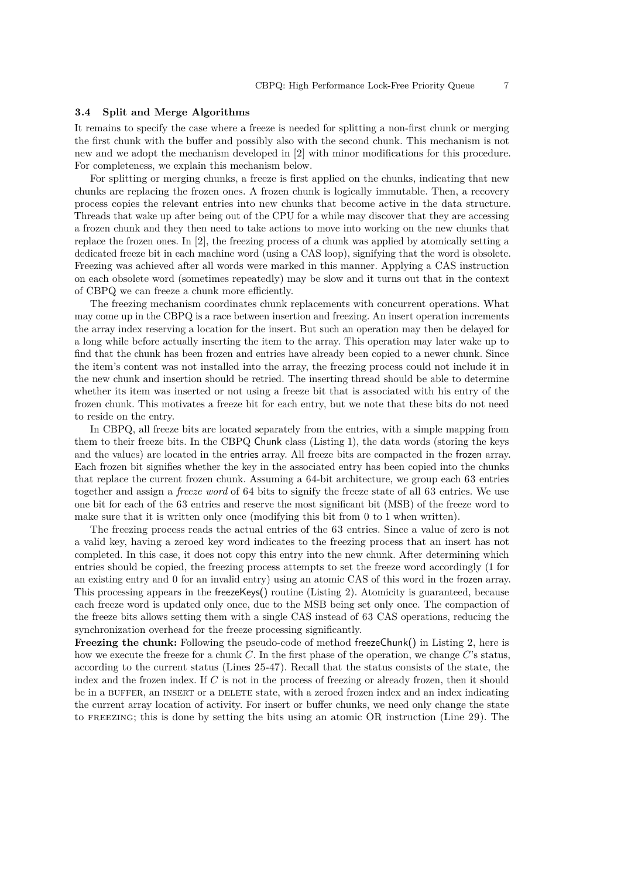### 3.4 Split and Merge Algorithms

It remains to specify the case where a freeze is needed for splitting a non-first chunk or merging the first chunk with the buffer and possibly also with the second chunk. This mechanism is not new and we adopt the mechanism developed in [2] with minor modifications for this procedure. For completeness, we explain this mechanism below.

For splitting or merging chunks, a freeze is first applied on the chunks, indicating that new chunks are replacing the frozen ones. A frozen chunk is logically immutable. Then, a recovery process copies the relevant entries into new chunks that become active in the data structure. Threads that wake up after being out of the CPU for a while may discover that they are accessing a frozen chunk and they then need to take actions to move into working on the new chunks that replace the frozen ones. In [2], the freezing process of a chunk was applied by atomically setting a dedicated freeze bit in each machine word (using a CAS loop), signifying that the word is obsolete. Freezing was achieved after all words were marked in this manner. Applying a CAS instruction on each obsolete word (sometimes repeatedly) may be slow and it turns out that in the context of CBPQ we can freeze a chunk more efficiently.

The freezing mechanism coordinates chunk replacements with concurrent operations. What may come up in the CBPQ is a race between insertion and freezing. An insert operation increments the array index reserving a location for the insert. But such an operation may then be delayed for a long while before actually inserting the item to the array. This operation may later wake up to find that the chunk has been frozen and entries have already been copied to a newer chunk. Since the item's content was not installed into the array, the freezing process could not include it in the new chunk and insertion should be retried. The inserting thread should be able to determine whether its item was inserted or not using a freeze bit that is associated with his entry of the frozen chunk. This motivates a freeze bit for each entry, but we note that these bits do not need to reside on the entry.

In CBPQ, all freeze bits are located separately from the entries, with a simple mapping from them to their freeze bits. In the CBPQ Chunk class (Listing 1), the data words (storing the keys and the values) are located in the entries array. All freeze bits are compacted in the frozen array. Each frozen bit signifies whether the key in the associated entry has been copied into the chunks that replace the current frozen chunk. Assuming a 64-bit architecture, we group each 63 entries together and assign a *freeze word* of 64 bits to signify the freeze state of all 63 entries. We use one bit for each of the 63 entries and reserve the most significant bit (MSB) of the freeze word to make sure that it is written only once (modifying this bit from 0 to 1 when written).

The freezing process reads the actual entries of the 63 entries. Since a value of zero is not a valid key, having a zeroed key word indicates to the freezing process that an insert has not completed. In this case, it does not copy this entry into the new chunk. After determining which entries should be copied, the freezing process attempts to set the freeze word accordingly (1 for an existing entry and 0 for an invalid entry) using an atomic CAS of this word in the frozen array. This processing appears in the freezeKeys() routine (Listing 2). Atomicity is guaranteed, because each freeze word is updated only once, due to the MSB being set only once. The compaction of the freeze bits allows setting them with a single CAS instead of 63 CAS operations, reducing the synchronization overhead for the freeze processing significantly.

**Freezing the chunk:** Following the pseudo-code of method freezeChunk() in Listing 2, here is how we execute the freeze for a chunk $C$. In the first phase of the operation, we change $C$'s status, according to the current status (Lines 25-47). Recall that the status consists of the state, the index and the frozen index. If $C$ is not in the process of freezing or already frozen, then it should be in a BUFFER, an INSERT or a DELETE state, with a zeroed frozen index and an index indicating the current array location of activity. For insert or buffer chunks, we need only change the state to FREEZING; this is done by setting the bits using an atomic OR instruction (Line 29). The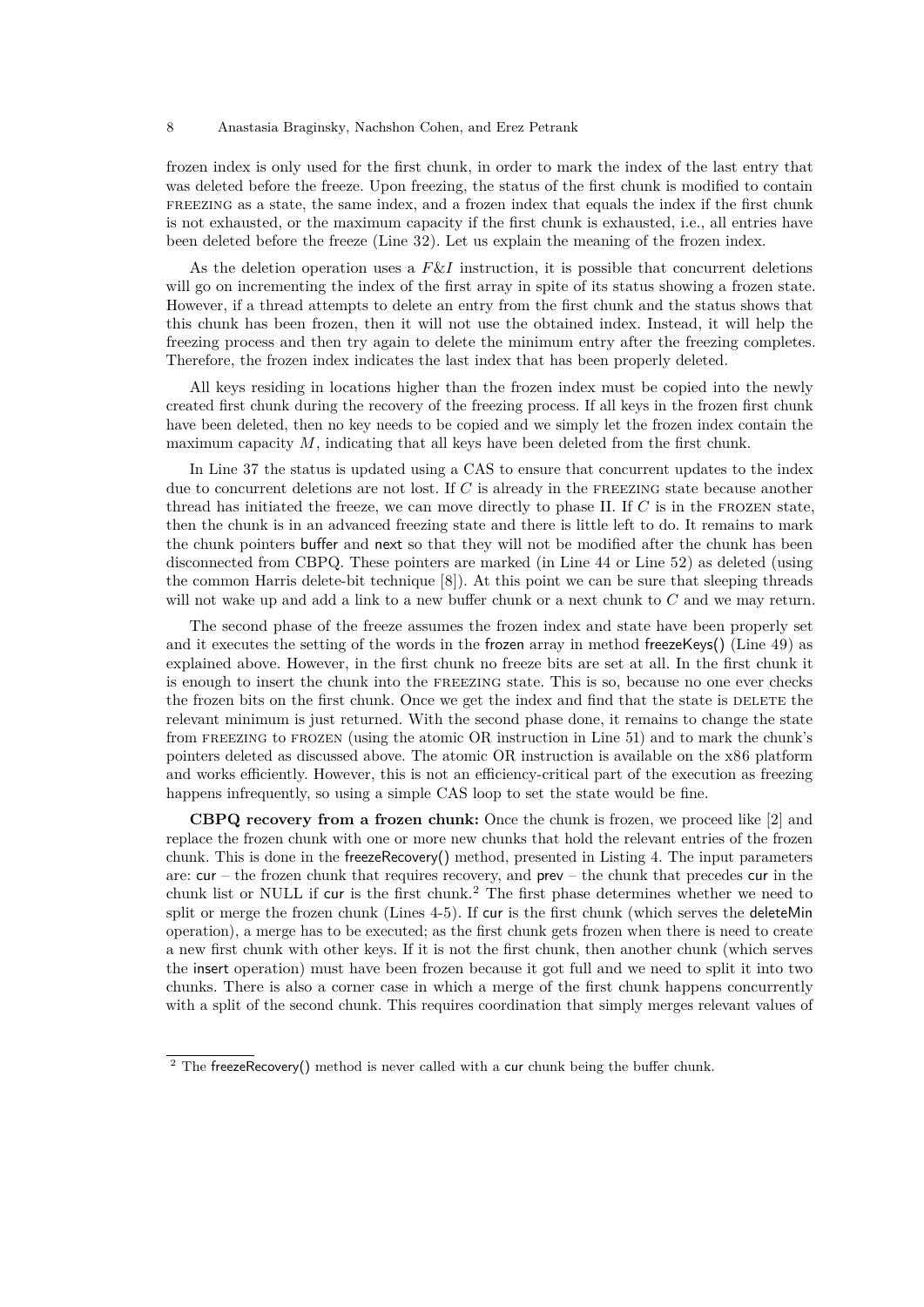frozen index is only used for the first chunk, in order to mark the index of the last entry that was deleted before the freeze. Upon freezing, the status of the first chunk is modified to contain FREEZING as a state, the same index, and a frozen index that equals the index if the first chunk is not exhausted, or the maximum capacity if the first chunk is exhausted, i.e., all entries have been deleted before the freeze (Line 32). Let us explain the meaning of the frozen index.

As the deletion operation uses a $F\&I$ instruction, it is possible that concurrent deletions will go on incrementing the index of the first array in spite of its status showing a frozen state. However, if a thread attempts to delete an entry from the first chunk and the status shows that this chunk has been frozen, then it will not use the obtained index. Instead, it will help the freezing process and then try again to delete the minimum entry after the freezing completes. Therefore, the frozen index indicates the last index that has been properly deleted.

All keys residing in locations higher than the frozen index must be copied into the newly created first chunk during the recovery of the freezing process. If all keys in the frozen first chunk have been deleted, then no key needs to be copied and we simply let the frozen index contain the maximum capacity $M$, indicating that all keys have been deleted from the first chunk.

In Line 37 the status is updated using a CAS to ensure that concurrent updates to the index due to concurrent deletions are not lost. If $C$ is already in the FREEZING state because another thread has initiated the freeze, we can move directly to phase II. If $C$ is in the FROZEN state, then the chunk is in an advanced freezing state and there is little left to do. It remains to mark the chunk pointers buffer and next so that they will not be modified after the chunk has been disconnected from CBPQ. These pointers are marked (in Line 44 or Line 52) as deleted (using the common Harris delete-bit technique [8]). At this point we can be sure that sleeping threads will not wake up and add a link to a new buffer chunk or a next chunk to $C$ and we may return.

The second phase of the freeze assumes the frozen index and state have been properly set and it executes the setting of the words in the frozen array in method freezeKeys() (Line 49) as explained above. However, in the first chunk no freeze bits are set at all. In the first chunk it is enough to insert the chunk into the FREEZING state. This is so, because no one ever checks the frozen bits on the first chunk. Once we get the index and find that the state is DELETE the relevant minimum is just returned. With the second phase done, it remains to change the state from FREEZING to FROZEN (using the atomic OR instruction in Line 51) and to mark the chunk's pointers deleted as discussed above. The atomic OR instruction is available on the x86 platform and works efficiently. However, this is not an efficiency-critical part of the execution as freezing happens infrequently, so using a simple CAS loop to set the state would be fine.

**CBPQ recovery from a frozen chunk:** Once the chunk is frozen, we proceed like [2] and replace the frozen chunk with one or more new chunks that hold the relevant entries of the frozen chunk. This is done in the freezeRecovery() method, presented in Listing 4. The input parameters are: cur – the frozen chunk that requires recovery, and prev – the chunk that precedes cur in the chunk list or NULL if cur is the first chunk.[2] The first phase determines whether we need to split or merge the frozen chunk (Lines 4-5). If cur is the first chunk (which serves the deleteMin operation), a merge has to be executed; as the first chunk gets frozen when there is need to create a new first chunk with other keys. If it is not the first chunk, then another chunk (which serves the insert operation) must have been frozen because it got full and we need to split it into two chunks. There is also a corner case in which a merge of the first chunk happens concurrently with a split of the second chunk. This requires coordination that simply merges relevant values of

[2] The freezeRecovery() method is never called with a cur chunk being the buffer chunk.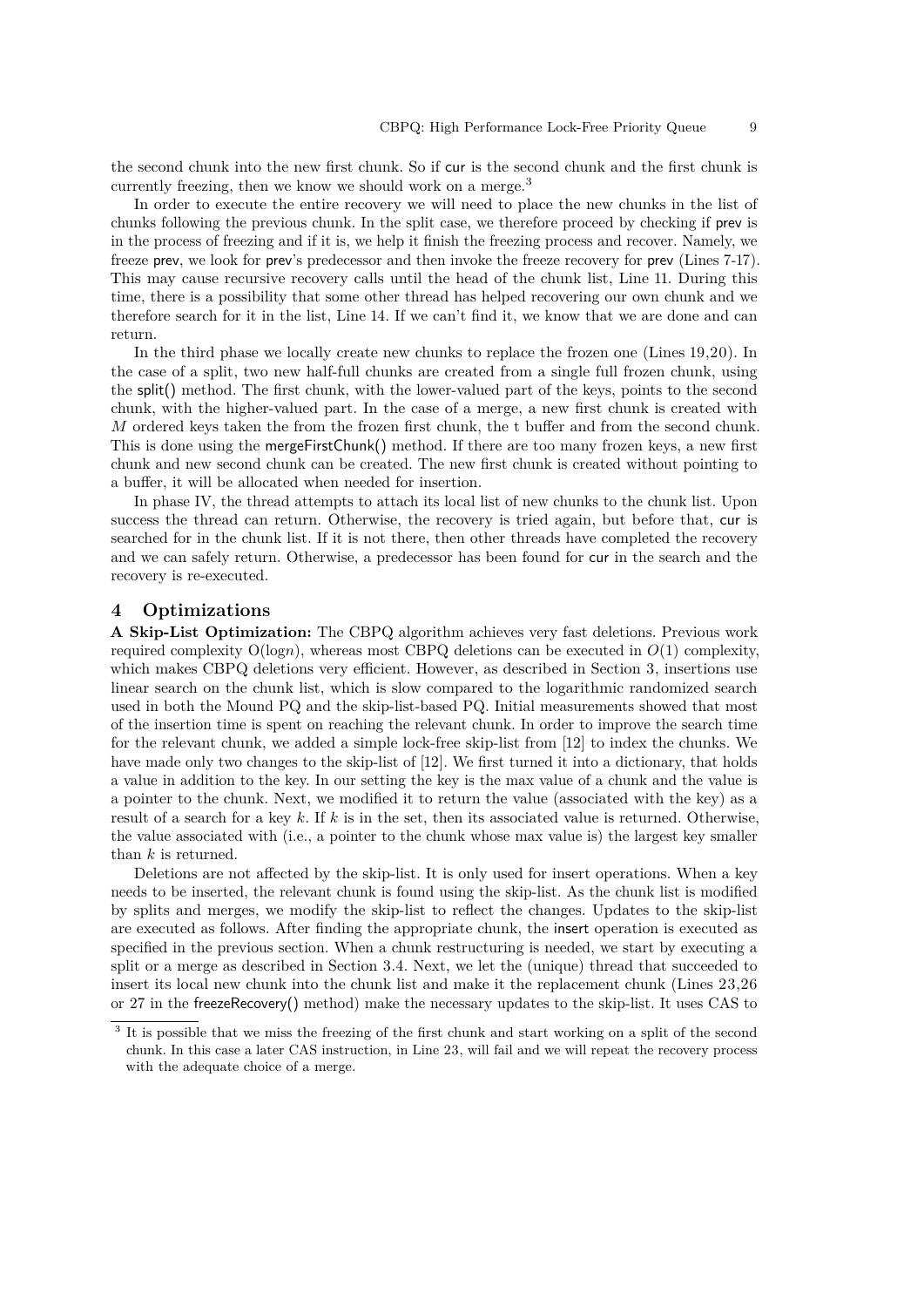the second chunk into the new first chunk. So if cur is the second chunk and the first chunk is currently freezing, then we know we should work on a merge.[3]

In order to execute the entire recovery we will need to place the new chunks in the list of chunks following the previous chunk. In the split case, we therefore proceed by checking if prev is in the process of freezing and if it is, we help it finish the freezing process and recover. Namely, we freeze prev, we look for prev's predecessor and then invoke the freeze recovery for prev (Lines 7-17). This may cause recursive recovery calls until the head of the chunk list, Line 11. During this time, there is a possibility that some other thread has helped recovering our own chunk and we therefore search for it in the list, Line 14. If we can't find it, we know that we are done and can return.

In the third phase we locally create new chunks to replace the frozen one (Lines 19,20). In the case of a split, two new half-full chunks are created from a single full frozen chunk, using the split() method. The first chunk, with the lower-valued part of the keys, points to the second chunk, with the higher-valued part. In the case of a merge, a new first chunk is created with $M$ ordered keys taken the from the frozen first chunk, the t buffer and from the second chunk. This is done using the mergeFirstChunk() method. If there are too many frozen keys, a new first chunk and new second chunk can be created. The new first chunk is created without pointing to a buffer, it will be allocated when needed for insertion.

In phase IV, the thread attempts to attach its local list of new chunks to the chunk list. Upon success the thread can return. Otherwise, the recovery is tried again, but before that, cur is searched for in the chunk list. If it is not there, then other threads have completed the recovery and we can safely return. Otherwise, a predecessor has been found for cur in the search and the recovery is re-executed.

# 4 Optimizations

**A Skip-List Optimization:** The CBPQ algorithm achieves very fast deletions. Previous work required complexity O(log$n$), whereas most CBPQ deletions can be executed in $O(1)$ complexity, which makes CBPQ deletions very efficient. However, as described in Section 3, insertions use linear search on the chunk list, which is slow compared to the logarithmic randomized search used in both the Mound PQ and the skip-list-based PQ. Initial measurements showed that most of the insertion time is spent on reaching the relevant chunk. In order to improve the search time for the relevant chunk, we added a simple lock-free skip-list from [12] to index the chunks. We have made only two changes to the skip-list of [12]. We first turned it into a dictionary, that holds a value in addition to the key. In our setting the key is the max value of a chunk and the value is a pointer to the chunk. Next, we modified it to return the value (associated with the key) as a result of a search for a key $k$. If $k$ is in the set, then its associated value is returned. Otherwise, the value associated with (i.e., a pointer to the chunk whose max value is) the largest key smaller than $k$ is returned.

Deletions are not affected by the skip-list. It is only used for insert operations. When a key needs to be inserted, the relevant chunk is found using the skip-list. As the chunk list is modified by splits and merges, we modify the skip-list to reflect the changes. Updates to the skip-list are executed as follows. After finding the appropriate chunk, the insert operation is executed as specified in the previous section. When a chunk restructuring is needed, we start by executing a split or a merge as described in Section 3.4. Next, we let the (unique) thread that succeeded to insert its local new chunk into the chunk list and make it the replacement chunk (Lines 23,26 or 27 in the freezeRecovery() method) make the necessary updates to the skip-list. It uses CAS to

[3] It is possible that we miss the freezing of the first chunk and start working on a split of the second chunk. In this case a later CAS instruction, in Line 23, will fail and we will repeat the recovery process with the adequate choice of a merge.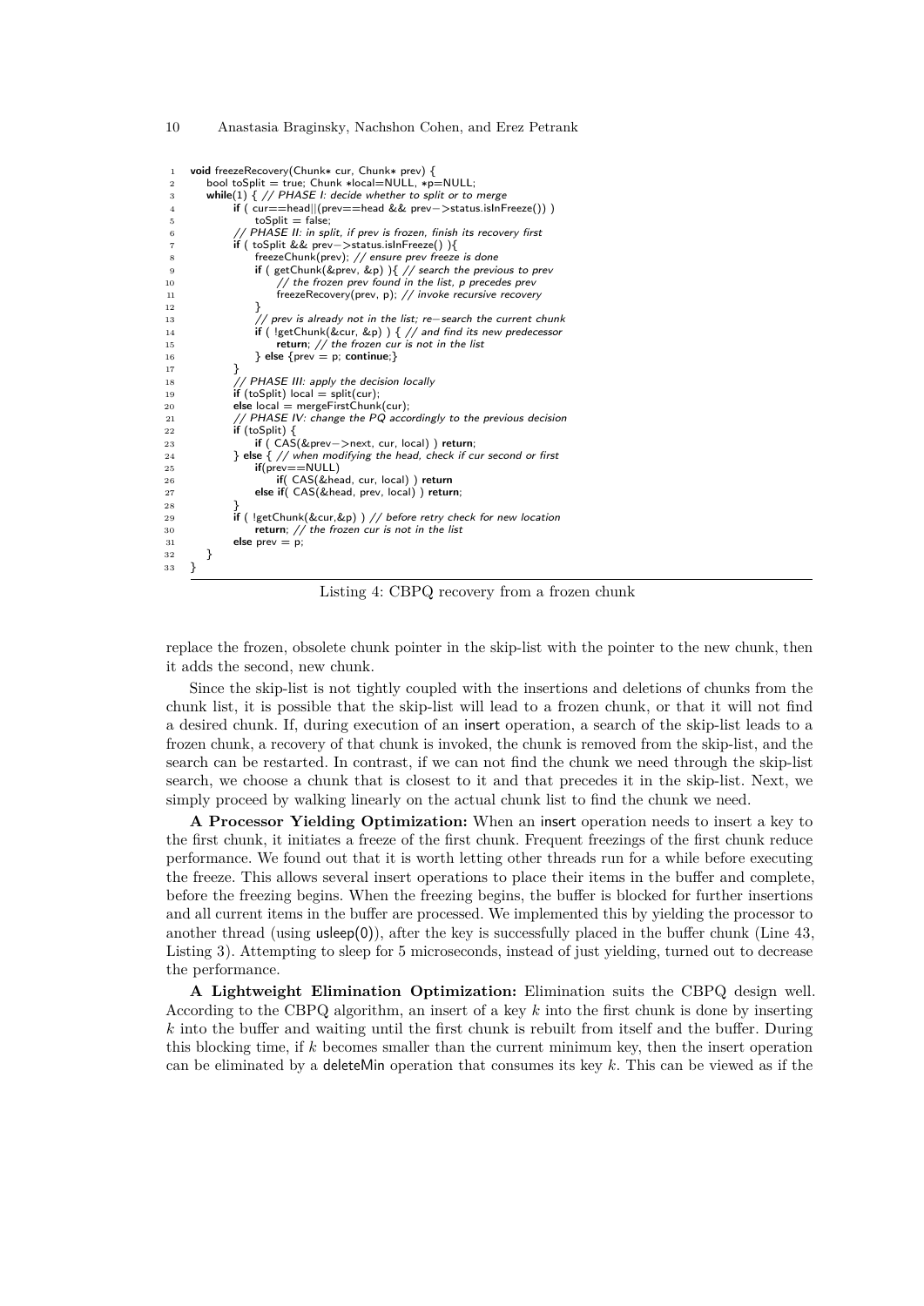```
void freezeRecovery(Chunk* cur, Chunk* prev) {
    bool toSplit = true; Chunk *local=NULL, *p=NULL;
    while(1) { // PHASE I: decide whether to split or to merge
        if ( cur==head||(prev==head && prev->status.isInFreeze()) )
            toSplit = false;
        // PHASE II: in split, if prev is frozen, finish its recovery first
        if ( toSplit && prev->status.isInFreeze() ){
            freezeChunk(prev); // ensure prev freeze is done
            if ( getChunk(&prev, &p) ){ // search the previous to prev
                // the frozen prev found in the list, p precedes prev
                freezeRecovery(prev, p); // invoke recursive recovery
            }
            // prev is already not in the list; re-search the current chunk
            if ( !getChunk(&cur, &p) ) { // and find its new predecessor
                return; // the frozen cur is not in the list
            } else {prev = p; continue;}
        }
        // PHASE III: apply the decision locally
        if (toSplit) local = split(cur);
        else local = mergeFirstChunk(cur);
        // PHASE IV: change the PQ accordingly to the previous decision
        if (toSplit) {
            if ( CAS(&prev->next, cur, local) ) return;
        } else { // when modifying the head, check if cur second or first
            if(prev==NULL)
                if( CAS(&head, cur, local) ) return
            else if( CAS(&head, prev, local) ) return;
        }
        if ( !getChunk(&cur,&p) ) // before retry check for new location
            return; // the frozen cur is not in the list
        else prev = p;
    }
}
```

Listing 4: CBPQ recovery from a frozen chunk

replace the frozen, obsolete chunk pointer in the skip-list with the pointer to the new chunk, then it adds the second, new chunk.

Since the skip-list is not tightly coupled with the insertions and deletions of chunks from the chunk list, it is possible that the skip-list will lead to a frozen chunk, or that it will not find a desired chunk. If, during execution of an insert operation, a search of the skip-list leads to a frozen chunk, a recovery of that chunk is invoked, the chunk is removed from the skip-list, and the search can be restarted. In contrast, if we can not find the chunk we need through the skip-list search, we choose a chunk that is closest to it and that precedes it in the skip-list. Next, we simply proceed by walking linearly on the actual chunk list to find the chunk we need.

**A Processor Yielding Optimization:** When an insert operation needs to insert a key to the first chunk, it initiates a freeze of the first chunk. Frequent freezings of the first chunk reduce performance. We found out that it is worth letting other threads run for a while before executing the freeze. This allows several insert operations to place their items in the buffer and complete, before the freezing begins. When the freezing begins, the buffer is blocked for further insertions and all current items in the buffer are processed. We implemented this by yielding the processor to another thread (using usleep(0)), after the key is successfully placed in the buffer chunk (Line 43, Listing 3). Attempting to sleep for 5 microseconds, instead of just yielding, turned out to decrease the performance.

**A Lightweight Elimination Optimization:** Elimination suits the CBPQ design well. According to the CBPQ algorithm, an insert of a key $k$ into the first chunk is done by inserting $k$ into the buffer and waiting until the first chunk is rebuilt from itself and the buffer. During this blocking time, if $k$ becomes smaller than the current minimum key, then the insert operation can be eliminated by a deleteMin operation that consumes its key $k$. This can be viewed as if the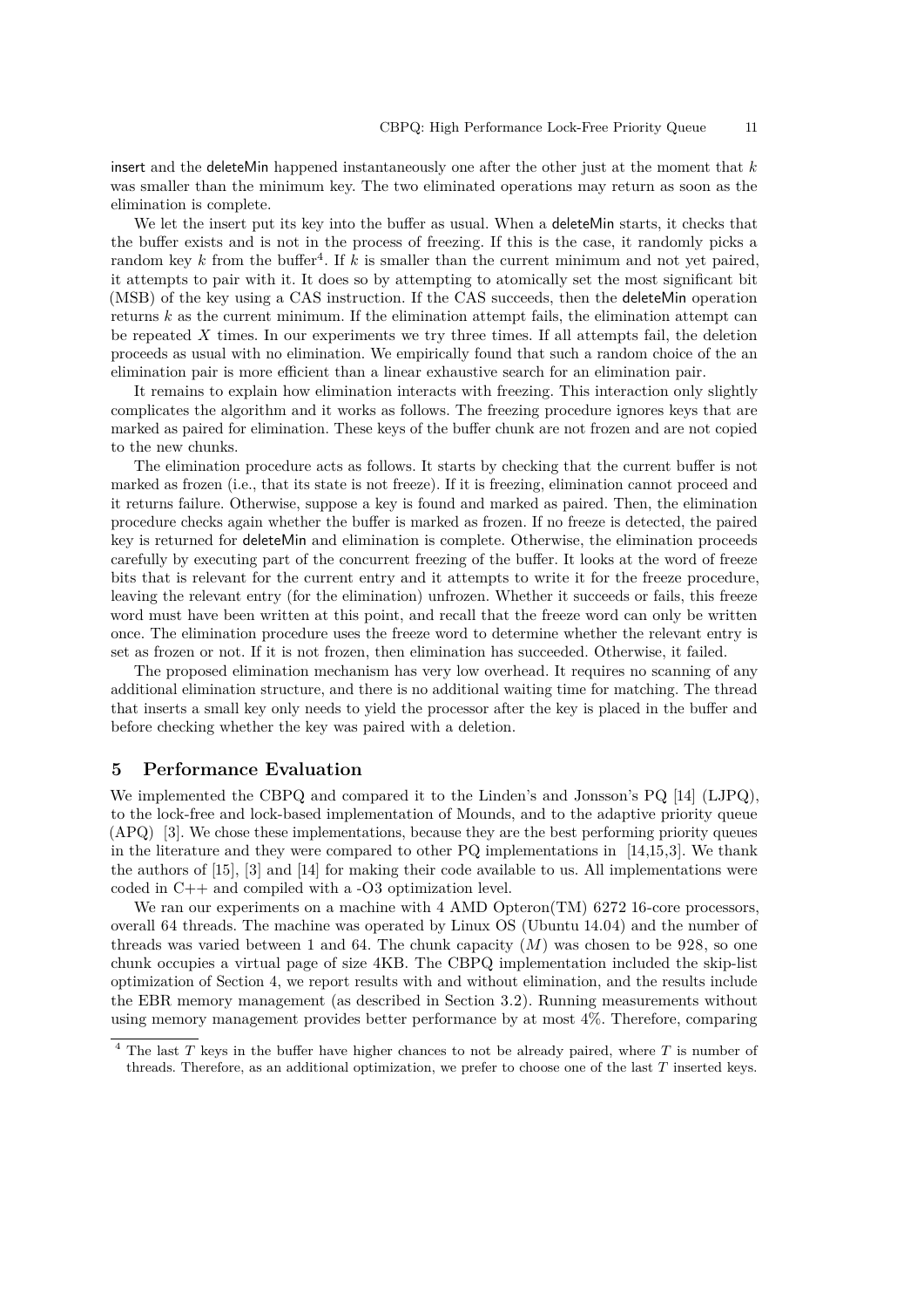insert and the deleteMin happened instantaneously one after the other just at the moment that $k$ was smaller than the minimum key. The two eliminated operations may return as soon as the elimination is complete.

We let the insert put its key into the buffer as usual. When a deleteMin starts, it checks that the buffer exists and is not in the process of freezing. If this is the case, it randomly picks a random key $k$ from the buffer[4]. If $k$ is smaller than the current minimum and not yet paired, it attempts to pair with it. It does so by attempting to atomically set the most significant bit (MSB) of the key using a CAS instruction. If the CAS succeeds, then the deleteMin operation returns $k$ as the current minimum. If the elimination attempt fails, the elimination attempt can be repeated $X$ times. In our experiments we try three times. If all attempts fail, the deletion proceeds as usual with no elimination. We empirically found that such a random choice of the an elimination pair is more efficient than a linear exhaustive search for an elimination pair.

It remains to explain how elimination interacts with freezing. This interaction only slightly complicates the algorithm and it works as follows. The freezing procedure ignores keys that are marked as paired for elimination. These keys of the buffer chunk are not frozen and are not copied to the new chunks.

The elimination procedure acts as follows. It starts by checking that the current buffer is not marked as frozen (i.e., that its state is not freeze). If it is freezing, elimination cannot proceed and it returns failure. Otherwise, suppose a key is found and marked as paired. Then, the elimination procedure checks again whether the buffer is marked as frozen. If no freeze is detected, the paired key is returned for deleteMin and elimination is complete. Otherwise, the elimination proceeds carefully by executing part of the concurrent freezing of the buffer. It looks at the word of freeze bits that is relevant for the current entry and it attempts to write it for the freeze procedure, leaving the relevant entry (for the elimination) unfrozen. Whether it succeeds or fails, this freeze word must have been written at this point, and recall that the freeze word can only be written once. The elimination procedure uses the freeze word to determine whether the relevant entry is set as frozen or not. If it is not frozen, then elimination has succeeded. Otherwise, it failed.

The proposed elimination mechanism has very low overhead. It requires no scanning of any additional elimination structure, and there is no additional waiting time for matching. The thread that inserts a small key only needs to yield the processor after the key is placed in the buffer and before checking whether the key was paired with a deletion.

## 5 Performance Evaluation

We implemented the CBPQ and compared it to the Linden's and Jonsson's PQ [14] (LJPQ), to the lock-free and lock-based implementation of Mounds, and to the adaptive priority queue (APQ) [3]. We chose these implementations, because they are the best performing priority queues in the literature and they were compared to other PQ implementations in [14,15,3]. We thank the authors of [15], [3] and [14] for making their code available to us. All implementations were coded in C++ and compiled with a -O3 optimization level.

We ran our experiments on a machine with 4 AMD Opteron(TM) 6272 16-core processors, overall 64 threads. The machine was operated by Linux OS (Ubuntu 14.04) and the number of threads was varied between 1 and 64. The chunk capacity ($M$) was chosen to be 928, so one chunk occupies a virtual page of size 4KB. The CBPQ implementation included the skip-list optimization of Section 4, we report results with and without elimination, and the results include the EBR memory management (as described in Section 3.2). Running measurements without using memory management provides better performance by at most 4%. Therefore, comparing

[4] The last $T$ keys in the buffer have higher chances to not be already paired, where $T$ is number of threads. Therefore, as an additional optimization, we prefer to choose one of the last $T$ inserted keys.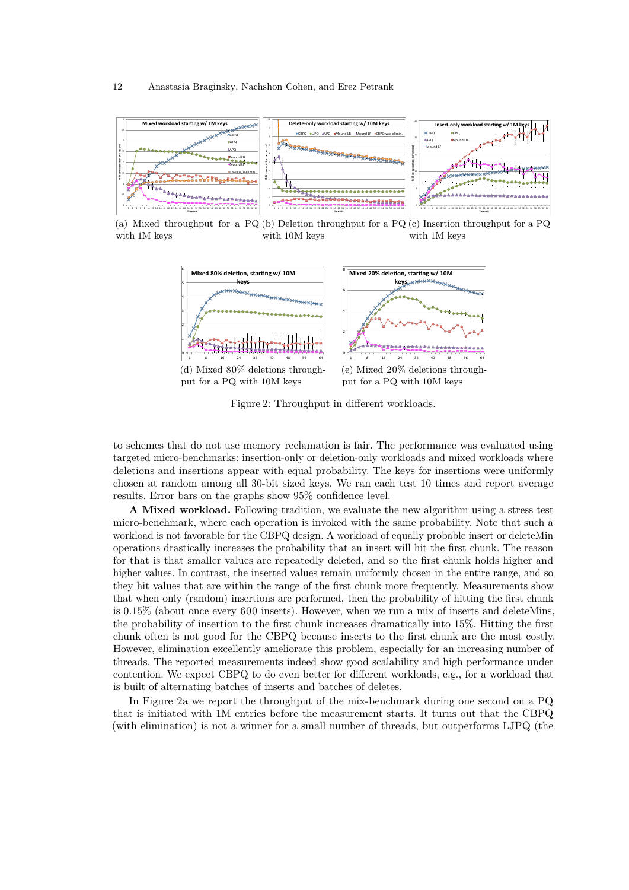(a) Mixed throughput for a PQ with 1M keys

(b) Deletion throughput for a PQ with 10M keys

(c) Insertion throughput for a PQ with 1M keys

(d) Mixed 80% deletions throughput for a PQ with 10M keys

(e) Mixed 20% deletions throughput for a PQ with 10M keys

Figure 2: Throughput in different workloads.

to schemes that do not use memory reclamation is fair. The performance was evaluated using targeted micro-benchmarks: insertion-only or deletion-only workloads and mixed workloads where deletions and insertions appear with equal probability. The keys for insertions were uniformly chosen at random among all 30-bit sized keys. We ran each test 10 times and report average results. Error bars on the graphs show 95% confidence level.

**A Mixed workload.** Following tradition, we evaluate the new algorithm using a stress test micro-benchmark, where each operation is invoked with the same probability. Note that such a workload is not favorable for the CBPQ design. A workload of equally probable insert or deleteMin operations drastically increases the probability that an insert will hit the first chunk. The reason for that is that smaller values are repeatedly deleted, and so the first chunk holds higher and higher values. In contrast, the inserted values remain uniformly chosen in the entire range, and so they hit values that are within the range of the first chunk more frequently. Measurements show that when only (random) insertions are performed, then the probability of hitting the first chunk is 0.15% (about once every 600 inserts). However, when we run a mix of inserts and deleteMins, the probability of insertion to the first chunk increases dramatically into 15%. Hitting the first chunk often is not good for the CBPQ because inserts to the first chunk are the most costly. However, elimination excellently ameliorate this problem, especially for an increasing number of threads. The reported measurements indeed show good scalability and high performance under contention. We expect CBPQ to do even better for different workloads, e.g., for a workload that is built of alternating batches of inserts and batches of deletes.

In Figure 2a we report the throughput of the mix-benchmark during one second on a PQ that is initiated with 1M entries before the measurement starts. It turns out that the CBPQ (with elimination) is not a winner for a small number of threads, but outperforms LJPQ (the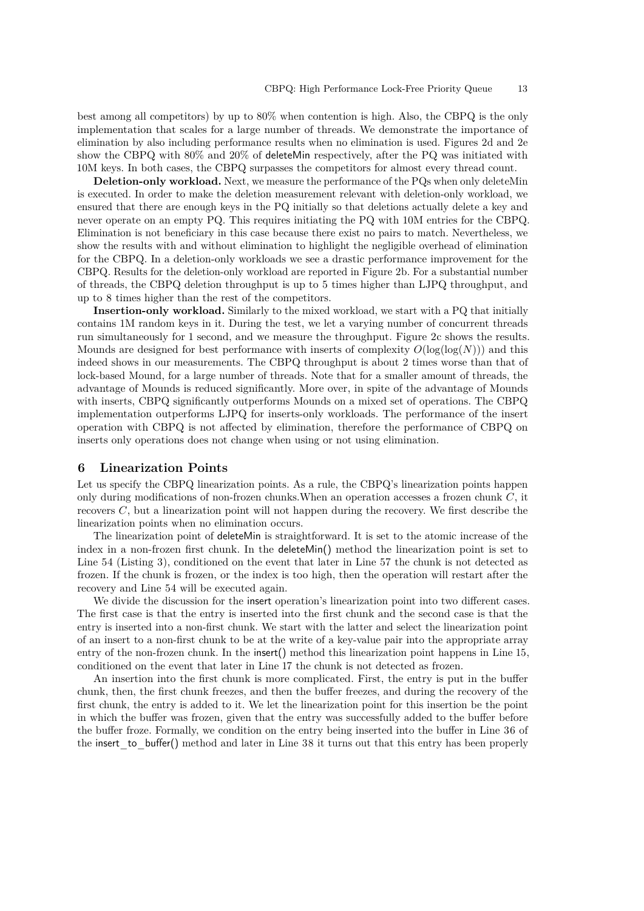best among all competitors) by up to 80% when contention is high. Also, the CBPQ is the only implementation that scales for a large number of threads. We demonstrate the importance of elimination by also including performance results when no elimination is used. Figures 2d and 2e show the CBPQ with 80% and 20% of deleteMin respectively, after the PQ was initiated with 10M keys. In both cases, the CBPQ surpasses the competitors for almost every thread count.

**Deletion-only workload.** Next, we measure the performance of the PQs when only deleteMin is executed. In order to make the deletion measurement relevant with deletion-only workload, we ensured that there are enough keys in the PQ initially so that deletions actually delete a key and never operate on an empty PQ. This requires initiating the PQ with 10M entries for the CBPQ. Elimination is not beneficiary in this case because there exist no pairs to match. Nevertheless, we show the results with and without elimination to highlight the negligible overhead of elimination for the CBPQ. In a deletion-only workloads we see a drastic performance improvement for the CBPQ. Results for the deletion-only workload are reported in Figure 2b. For a substantial number of threads, the CBPQ deletion throughput is up to 5 times higher than LJPQ throughput, and up to 8 times higher than the rest of the competitors.

**Insertion-only workload.** Similarly to the mixed workload, we start with a PQ that initially contains 1M random keys in it. During the test, we let a varying number of concurrent threads run simultaneously for 1 second, and we measure the throughput. Figure 2c shows the results. Mounds are designed for best performance with inserts of complexity $O(\log(\log(N)))$ and this indeed shows in our measurements. The CBPQ throughput is about 2 times worse than that of lock-based Mound, for a large number of threads. Note that for a smaller amount of threads, the advantage of Mounds is reduced significantly. More over, in spite of the advantage of Mounds with inserts, CBPQ significantly outperforms Mounds on a mixed set of operations. The CBPQ implementation outperforms LJPQ for inserts-only workloads. The performance of the insert operation with CBPQ is not affected by elimination, therefore the performance of CBPQ on inserts only operations does not change when using or not using elimination.

## 6 Linearization Points

Let us specify the CBPQ linearization points. As a rule, the CBPQ's linearization points happen only during modifications of non-frozen chunks.When an operation accesses a frozen chunk $C$, it recovers $C$, but a linearization point will not happen during the recovery. We first describe the linearization points when no elimination occurs.

The linearization point of deleteMin is straightforward. It is set to the atomic increase of the index in a non-frozen first chunk. In the deleteMin() method the linearization point is set to Line 54 (Listing 3), conditioned on the event that later in Line 57 the chunk is not detected as frozen. If the chunk is frozen, or the index is too high, then the operation will restart after the recovery and Line 54 will be executed again.

We divide the discussion for the insert operation's linearization point into two different cases. The first case is that the entry is inserted into the first chunk and the second case is that the entry is inserted into a non-first chunk. We start with the latter and select the linearization point of an insert to a non-first chunk to be at the write of a key-value pair into the appropriate array entry of the non-frozen chunk. In the insert() method this linearization point happens in Line 15, conditioned on the event that later in Line 17 the chunk is not detected as frozen.

An insertion into the first chunk is more complicated. First, the entry is put in the buffer chunk, then, the first chunk freezes, and then the buffer freezes, and during the recovery of the first chunk, the entry is added to it. We let the linearization point for this insertion be the point in which the buffer was frozen, given that the entry was successfully added to the buffer before the buffer froze. Formally, we condition on the entry being inserted into the buffer in Line 36 of the insert_to_buffer() method and later in Line 38 it turns out that this entry has been properly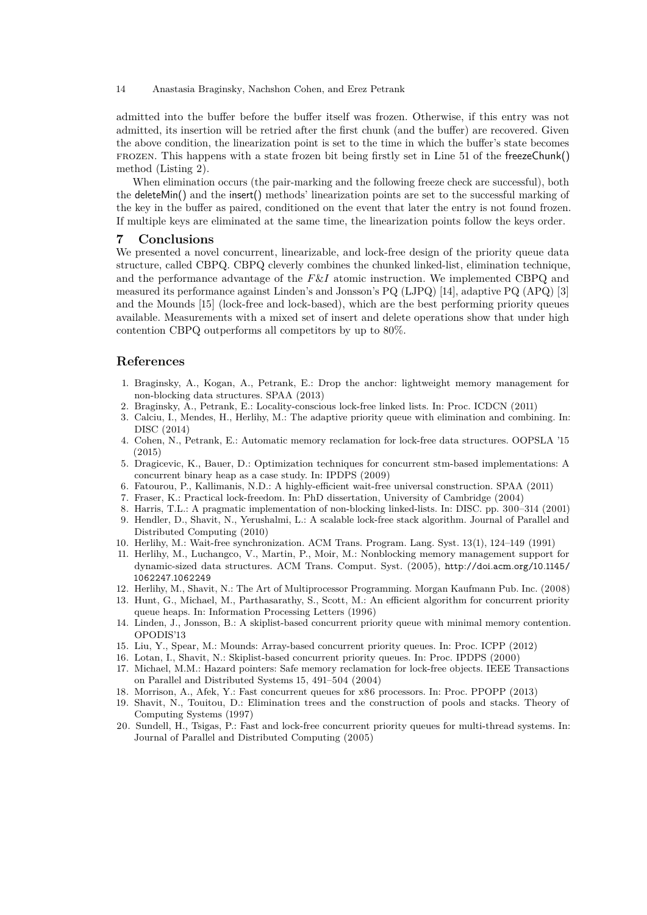admitted into the buffer before the buffer itself was frozen. Otherwise, if this entry was not admitted, its insertion will be retried after the first chunk (and the buffer) are recovered. Given the above condition, the linearization point is set to the time in which the buffer's state becomes FROZEN. This happens with a state frozen bit being firstly set in Line 51 of the freezeChunk() method (Listing 2).

When elimination occurs (the pair-marking and the following freeze check are successful), both the deleteMin() and the insert() methods' linearization points are set to the successful marking of the key in the buffer as paired, conditioned on the event that later the entry is not found frozen. If multiple keys are eliminated at the same time, the linearization points follow the keys order.

## 7 Conclusions

We presented a novel concurrent, linearizable, and lock-free design of the priority queue data structure, called CBPQ. CBPQ cleverly combines the chunked linked-list, elimination technique, and the performance advantage of the $F\&I$ atomic instruction. We implemented CBPQ and measured its performance against Linden's and Jonsson's PQ (LJPQ) [14], adaptive PQ (APQ) [3] and the Mounds [15] (lock-free and lock-based), which are the best performing priority queues available. Measurements with a mixed set of insert and delete operations show that under high contention CBPQ outperforms all competitors by up to 80%.

## References

1. Braginsky, A., Kogan, A., Petrank, E.: Drop the anchor: lightweight memory management for non-blocking data structures. SPAA (2013)
2. Braginsky, A., Petrank, E.: Locality-conscious lock-free linked lists. In: Proc. ICDCN (2011)
3. Calciu, I., Mendes, H., Herlihy, M.: The adaptive priority queue with elimination and combining. In: DISC (2014)
4. Cohen, N., Petrank, E.: Automatic memory reclamation for lock-free data structures. OOPSLA '15 (2015)
5. Dragicevic, K., Bauer, D.: Optimization techniques for concurrent stm-based implementations: A concurrent binary heap as a case study. In: IPDPS (2009)
6. Fatourou, P., Kallimanis, N.D.: A highly-efficient wait-free universal construction. SPAA (2011)
7. Fraser, K.: Practical lock-freedom. In: PhD dissertation, University of Cambridge (2004)
8. Harris, T.L.: A pragmatic implementation of non-blocking linked-lists. In: DISC. pp. 300–314 (2001)
9. Hendler, D., Shavit, N., Yerushalmi, L.: A scalable lock-free stack algorithm. Journal of Parallel and Distributed Computing (2010)
10. Herlihy, M.: Wait-free synchronization. ACM Trans. Program. Lang. Syst. 13(1), 124–149 (1991)
11. Herlihy, M., Luchangco, V., Martin, P., Moir, M.: Nonblocking memory management support for dynamic-sized data structures. ACM Trans. Comput. Syst. (2005), http://doi.acm.org/10.1145/1062247.1062249
12. Herlihy, M., Shavit, N.: The Art of Multiprocessor Programming. Morgan Kaufmann Pub. Inc. (2008)
13. Hunt, G., Michael, M., Parthasarathy, S., Scott, M.: An efficient algorithm for concurrent priority queue heaps. In: Information Processing Letters (1996)
14. Linden, J., Jonsson, B.: A skiplist-based concurrent priority queue with minimal memory contention. OPODIS'13
15. Liu, Y., Spear, M.: Mounds: Array-based concurrent priority queues. In: Proc. ICPP (2012)
16. Lotan, I., Shavit, N.: Skiplist-based concurrent priority queues. In: Proc. IPDPS (2000)
17. Michael, M.M.: Hazard pointers: Safe memory reclamation for lock-free objects. IEEE Transactions on Parallel and Distributed Systems 15, 491–504 (2004)
18. Morrison, A., Afek, Y.: Fast concurrent queues for x86 processors. In: Proc. PPOPP (2013)
19. Shavit, N., Touitou, D.: Elimination trees and the construction of pools and stacks. Theory of Computing Systems (1997)
20. Sundell, H., Tsigas, P.: Fast and lock-free concurrent priority queues for multi-thread systems. In: Journal of Parallel and Distributed Computing (2005)